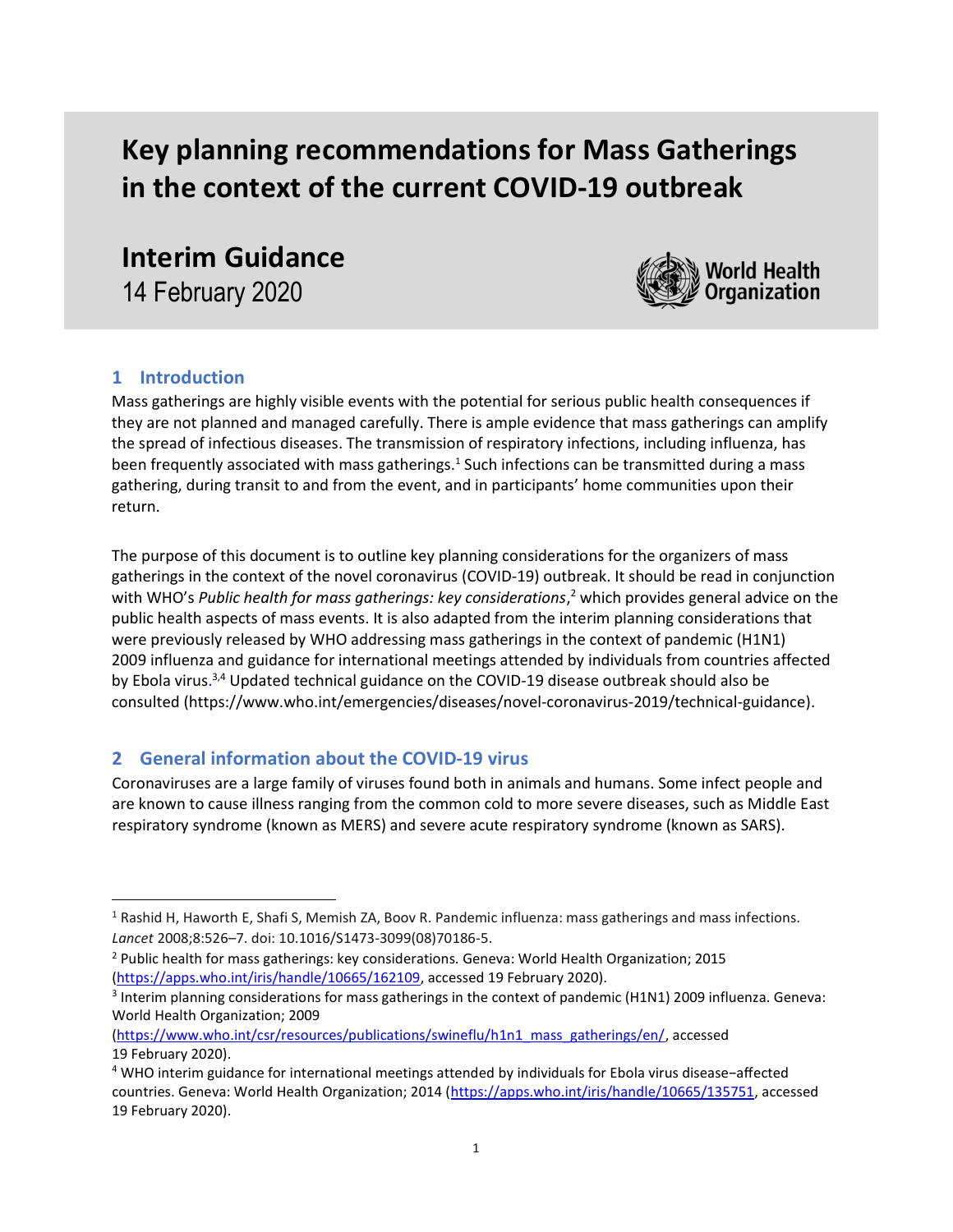# Key planning recommendations for Mass Gatherings in the context of the current COVID-19 outbreak

## Interim Guidance

14 February 2020

World Health Organization

## 1 Introduction

Mass gatherings are highly visible events with the potential for serious public health consequences if they are not planned and managed carefully. There is ample evidence that mass gatherings can amplify the spread of infectious diseases. The transmission of respiratory infections, including influenza, has been frequently associated with mass gatherings.[1] Such infections can be transmitted during a mass gathering, during transit to and from the event, and in participants' home communities upon their return.

The purpose of this document is to outline key planning considerations for the organizers of mass gatherings in the context of the novel coronavirus (COVID-19) outbreak. It should be read in conjunction with WHO's *Public health for mass gatherings: key considerations*,[2] which provides general advice on the public health aspects of mass events. It is also adapted from the interim planning considerations that were previously released by WHO addressing mass gatherings in the context of pandemic (H1N1) 2009 influenza and guidance for international meetings attended by individuals from countries affected by Ebola virus.[3,4] Updated technical guidance on the COVID-19 disease outbreak should also be consulted (https://www.who.int/emergencies/diseases/novel-coronavirus-2019/technical-guidance).

## 2 General information about the COVID-19 virus

Coronaviruses are a large family of viruses found both in animals and humans. Some infect people and are known to cause illness ranging from the common cold to more severe diseases, such as Middle East respiratory syndrome (known as MERS) and severe acute respiratory syndrome (known as SARS).

---

[1] Rashid H, Haworth E, Shafi S, Memish ZA, Boov R. Pandemic influenza: mass gatherings and mass infections. *Lancet* 2008;8:526–7. doi: 10.1016/S1473-3099(08)70186-5.

[2] Public health for mass gatherings: key considerations. Geneva: World Health Organization; 2015 (https://apps.who.int/iris/handle/10665/162109, accessed 19 February 2020).

[3] Interim planning considerations for mass gatherings in the context of pandemic (H1N1) 2009 influenza. Geneva: World Health Organization; 2009 (https://www.who.int/csr/resources/publications/swineflu/h1n1_mass_gatherings/en/, accessed 19 February 2020).

[4] WHO interim guidance for international meetings attended by individuals for Ebola virus disease−affected countries. Geneva: World Health Organization; 2014 (https://apps.who.int/iris/handle/10665/135751, accessed 19 February 2020).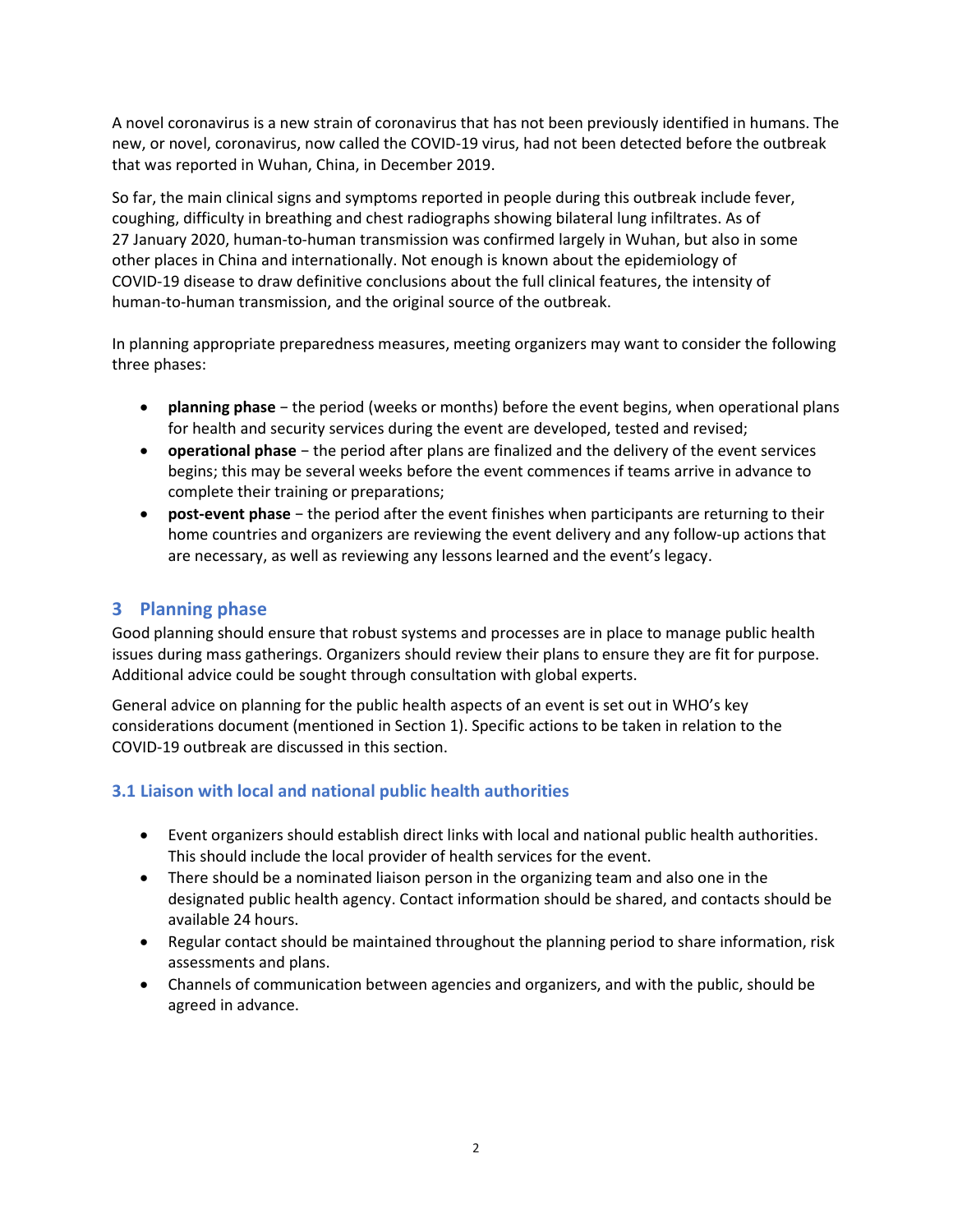A novel coronavirus is a new strain of coronavirus that has not been previously identified in humans. The new, or novel, coronavirus, now called the COVID-19 virus, had not been detected before the outbreak that was reported in Wuhan, China, in December 2019.

So far, the main clinical signs and symptoms reported in people during this outbreak include fever, coughing, difficulty in breathing and chest radiographs showing bilateral lung infiltrates. As of 27 January 2020, human-to-human transmission was confirmed largely in Wuhan, but also in some other places in China and internationally. Not enough is known about the epidemiology of COVID-19 disease to draw definitive conclusions about the full clinical features, the intensity of human-to-human transmission, and the original source of the outbreak.

In planning appropriate preparedness measures, meeting organizers may want to consider the following three phases:

- **planning phase** − the period (weeks or months) before the event begins, when operational plans for health and security services during the event are developed, tested and revised;
- **operational phase** − the period after plans are finalized and the delivery of the event services begins; this may be several weeks before the event commences if teams arrive in advance to complete their training or preparations;
- **post-event phase** − the period after the event finishes when participants are returning to their home countries and organizers are reviewing the event delivery and any follow-up actions that are necessary, as well as reviewing any lessons learned and the event's legacy.

## 3 Planning phase

Good planning should ensure that robust systems and processes are in place to manage public health issues during mass gatherings. Organizers should review their plans to ensure they are fit for purpose. Additional advice could be sought through consultation with global experts.

General advice on planning for the public health aspects of an event is set out in WHO's key considerations document (mentioned in Section 1). Specific actions to be taken in relation to the COVID-19 outbreak are discussed in this section.

### 3.1 Liaison with local and national public health authorities

- Event organizers should establish direct links with local and national public health authorities. This should include the local provider of health services for the event.
- There should be a nominated liaison person in the organizing team and also one in the designated public health agency. Contact information should be shared, and contacts should be available 24 hours.
- Regular contact should be maintained throughout the planning period to share information, risk assessments and plans.
- Channels of communication between agencies and organizers, and with the public, should be agreed in advance.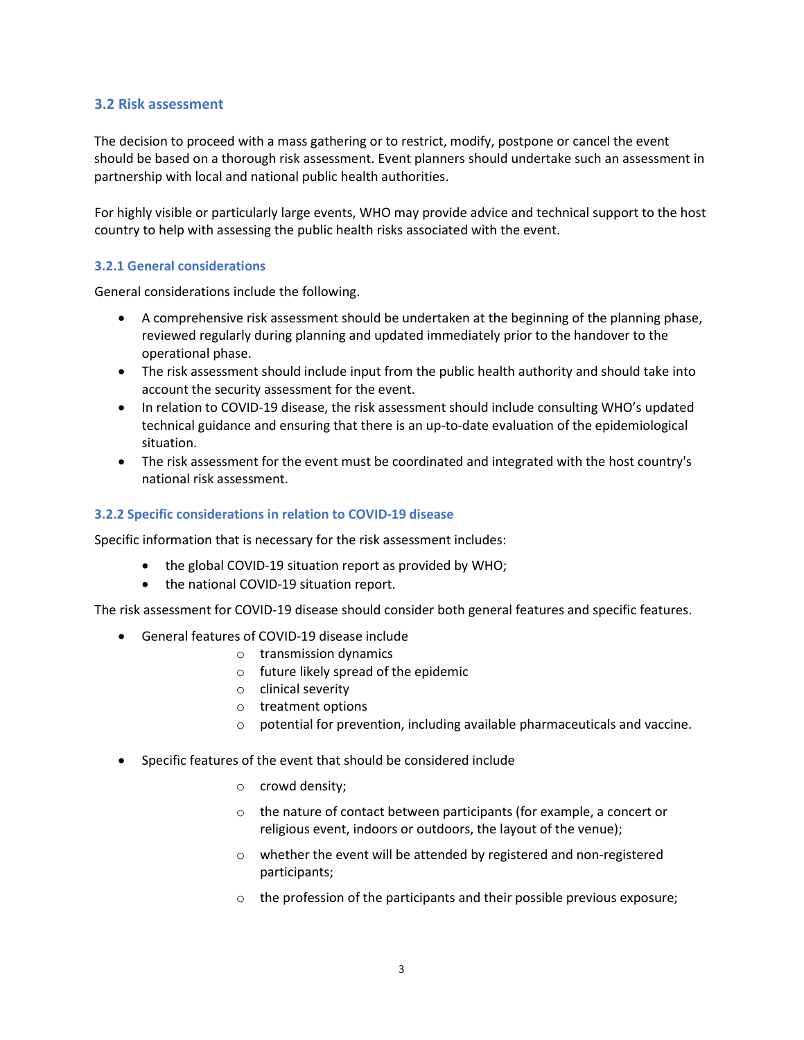## 3.2 Risk assessment

The decision to proceed with a mass gathering or to restrict, modify, postpone or cancel the event should be based on a thorough risk assessment. Event planners should undertake such an assessment in partnership with local and national public health authorities.

For highly visible or particularly large events, WHO may provide advice and technical support to the host country to help with assessing the public health risks associated with the event.

### 3.2.1 General considerations

General considerations include the following.

- A comprehensive risk assessment should be undertaken at the beginning of the planning phase, reviewed regularly during planning and updated immediately prior to the handover to the operational phase.
- The risk assessment should include input from the public health authority and should take into account the security assessment for the event.
- In relation to COVID-19 disease, the risk assessment should include consulting WHO's updated technical guidance and ensuring that there is an up-to-date evaluation of the epidemiological situation.
- The risk assessment for the event must be coordinated and integrated with the host country's national risk assessment.

### 3.2.2 Specific considerations in relation to COVID-19 disease

Specific information that is necessary for the risk assessment includes:

- the global COVID-19 situation report as provided by WHO;
- the national COVID-19 situation report.

The risk assessment for COVID-19 disease should consider both general features and specific features.

- General features of COVID-19 disease include
  - transmission dynamics
  - future likely spread of the epidemic
  - clinical severity
  - treatment options
  - potential for prevention, including available pharmaceuticals and vaccine.

- Specific features of the event that should be considered include
  - crowd density;
  - the nature of contact between participants (for example, a concert or religious event, indoors or outdoors, the layout of the venue);
  - whether the event will be attended by registered and non-registered participants;
  - the profession of the participants and their possible previous exposure;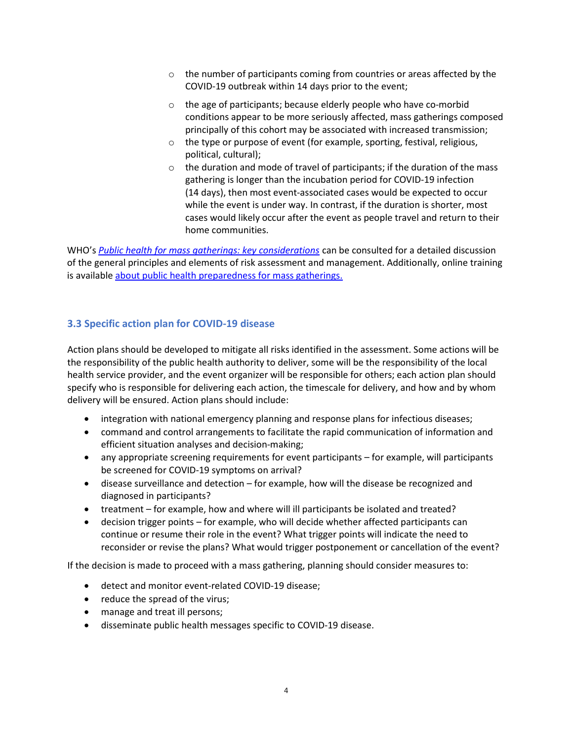- the number of participants coming from countries or areas affected by the COVID-19 outbreak within 14 days prior to the event;
- the age of participants; because elderly people who have co-morbid conditions appear to be more seriously affected, mass gatherings composed principally of this cohort may be associated with increased transmission;
- the type or purpose of event (for example, sporting, festival, religious, political, cultural);
- the duration and mode of travel of participants; if the duration of the mass gathering is longer than the incubation period for COVID-19 infection (14 days), then most event-associated cases would be expected to occur while the event is under way. In contrast, if the duration is shorter, most cases would likely occur after the event as people travel and return to their home communities.

WHO's [*Public health for mass gatherings: key considerations*]() can be consulted for a detailed discussion of the general principles and elements of risk assessment and management. Additionally, online training is available [about public health preparedness for mass gatherings.]()

### 3.3 Specific action plan for COVID-19 disease

Action plans should be developed to mitigate all risks identified in the assessment. Some actions will be the responsibility of the public health authority to deliver, some will be the responsibility of the local health service provider, and the event organizer will be responsible for others; each action plan should specify who is responsible for delivering each action, the timescale for delivery, and how and by whom delivery will be ensured. Action plans should include:

- integration with national emergency planning and response plans for infectious diseases;
- command and control arrangements to facilitate the rapid communication of information and efficient situation analyses and decision-making;
- any appropriate screening requirements for event participants – for example, will participants be screened for COVID-19 symptoms on arrival?
- disease surveillance and detection – for example, how will the disease be recognized and diagnosed in participants?
- treatment – for example, how and where will ill participants be isolated and treated?
- decision trigger points – for example, who will decide whether affected participants can continue or resume their role in the event? What trigger points will indicate the need to reconsider or revise the plans? What would trigger postponement or cancellation of the event?

If the decision is made to proceed with a mass gathering, planning should consider measures to:

- detect and monitor event-related COVID-19 disease;
- reduce the spread of the virus;
- manage and treat ill persons;
- disseminate public health messages specific to COVID-19 disease.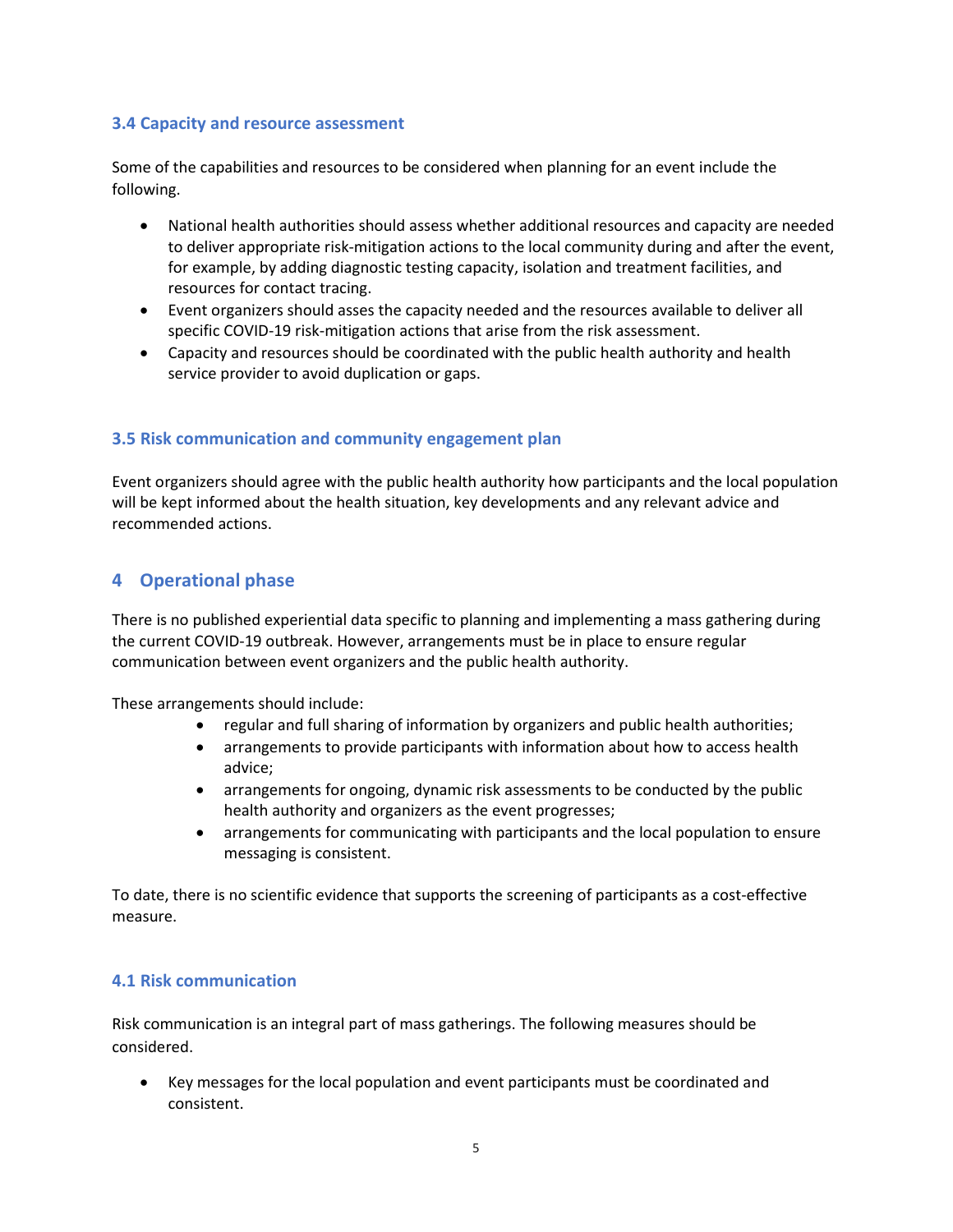### 3.4 Capacity and resource assessment

Some of the capabilities and resources to be considered when planning for an event include the following.

- National health authorities should assess whether additional resources and capacity are needed to deliver appropriate risk-mitigation actions to the local community during and after the event, for example, by adding diagnostic testing capacity, isolation and treatment facilities, and resources for contact tracing.
- Event organizers should asses the capacity needed and the resources available to deliver all specific COVID-19 risk-mitigation actions that arise from the risk assessment.
- Capacity and resources should be coordinated with the public health authority and health service provider to avoid duplication or gaps.

### 3.5 Risk communication and community engagement plan

Event organizers should agree with the public health authority how participants and the local population will be kept informed about the health situation, key developments and any relevant advice and recommended actions.

## 4 Operational phase

There is no published experiential data specific to planning and implementing a mass gathering during the current COVID-19 outbreak. However, arrangements must be in place to ensure regular communication between event organizers and the public health authority.

These arrangements should include:

- regular and full sharing of information by organizers and public health authorities;
- arrangements to provide participants with information about how to access health advice;
- arrangements for ongoing, dynamic risk assessments to be conducted by the public health authority and organizers as the event progresses;
- arrangements for communicating with participants and the local population to ensure messaging is consistent.

To date, there is no scientific evidence that supports the screening of participants as a cost-effective measure.

### 4.1 Risk communication

Risk communication is an integral part of mass gatherings. The following measures should be considered.

- Key messages for the local population and event participants must be coordinated and consistent.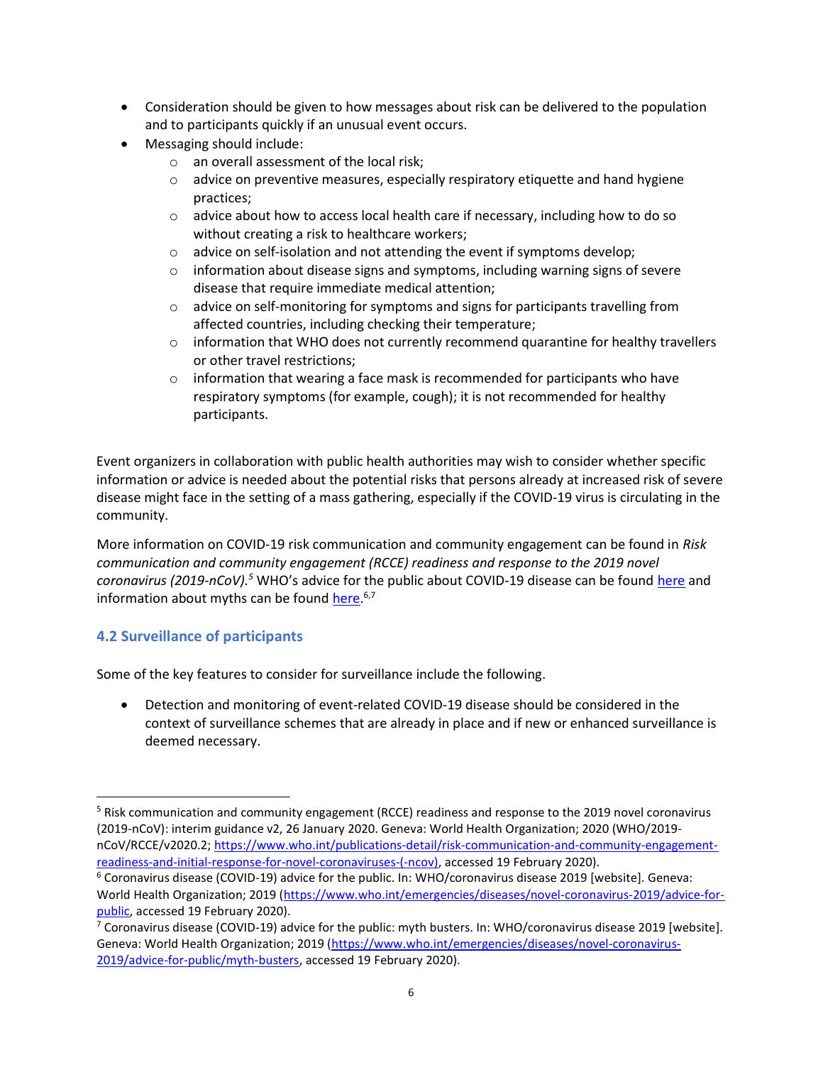- Consideration should be given to how messages about risk can be delivered to the population and to participants quickly if an unusual event occurs.
- Messaging should include:
  - an overall assessment of the local risk;
  - advice on preventive measures, especially respiratory etiquette and hand hygiene practices;
  - advice about how to access local health care if necessary, including how to do so without creating a risk to healthcare workers;
  - advice on self-isolation and not attending the event if symptoms develop;
  - information about disease signs and symptoms, including warning signs of severe disease that require immediate medical attention;
  - advice on self-monitoring for symptoms and signs for participants travelling from affected countries, including checking their temperature;
  - information that WHO does not currently recommend quarantine for healthy travellers or other travel restrictions;
  - information that wearing a face mask is recommended for participants who have respiratory symptoms (for example, cough); it is not recommended for healthy participants.

Event organizers in collaboration with public health authorities may wish to consider whether specific information or advice is needed about the potential risks that persons already at increased risk of severe disease might face in the setting of a mass gathering, especially if the COVID-19 virus is circulating in the community.

More information on COVID-19 risk communication and community engagement can be found in *Risk communication and community engagement (RCCE) readiness and response to the 2019 novel coronavirus (2019-nCoV).*[5] WHO's advice for the public about COVID-19 disease can be found here and information about myths can be found here.[6,7]

## 4.2 Surveillance of participants

Some of the key features to consider for surveillance include the following.

- Detection and monitoring of event-related COVID-19 disease should be considered in the context of surveillance schemes that are already in place and if new or enhanced surveillance is deemed necessary.

---

[5] Risk communication and community engagement (RCCE) readiness and response to the 2019 novel coronavirus (2019-nCoV): interim guidance v2, 26 January 2020. Geneva: World Health Organization; 2020 (WHO/2019-nCoV/RCCE/v2020.2; https://www.who.int/publications-detail/risk-communication-and-community-engagement-readiness-and-initial-response-for-novel-coronaviruses-(-ncov), accessed 19 February 2020).

[6] Coronavirus disease (COVID-19) advice for the public. In: WHO/coronavirus disease 2019 [website]. Geneva: World Health Organization; 2019 (https://www.who.int/emergencies/diseases/novel-coronavirus-2019/advice-for-public, accessed 19 February 2020).

[7] Coronavirus disease (COVID-19) advice for the public: myth busters. In: WHO/coronavirus disease 2019 [website]. Geneva: World Health Organization; 2019 (https://www.who.int/emergencies/diseases/novel-coronavirus-2019/advice-for-public/myth-busters, accessed 19 February 2020).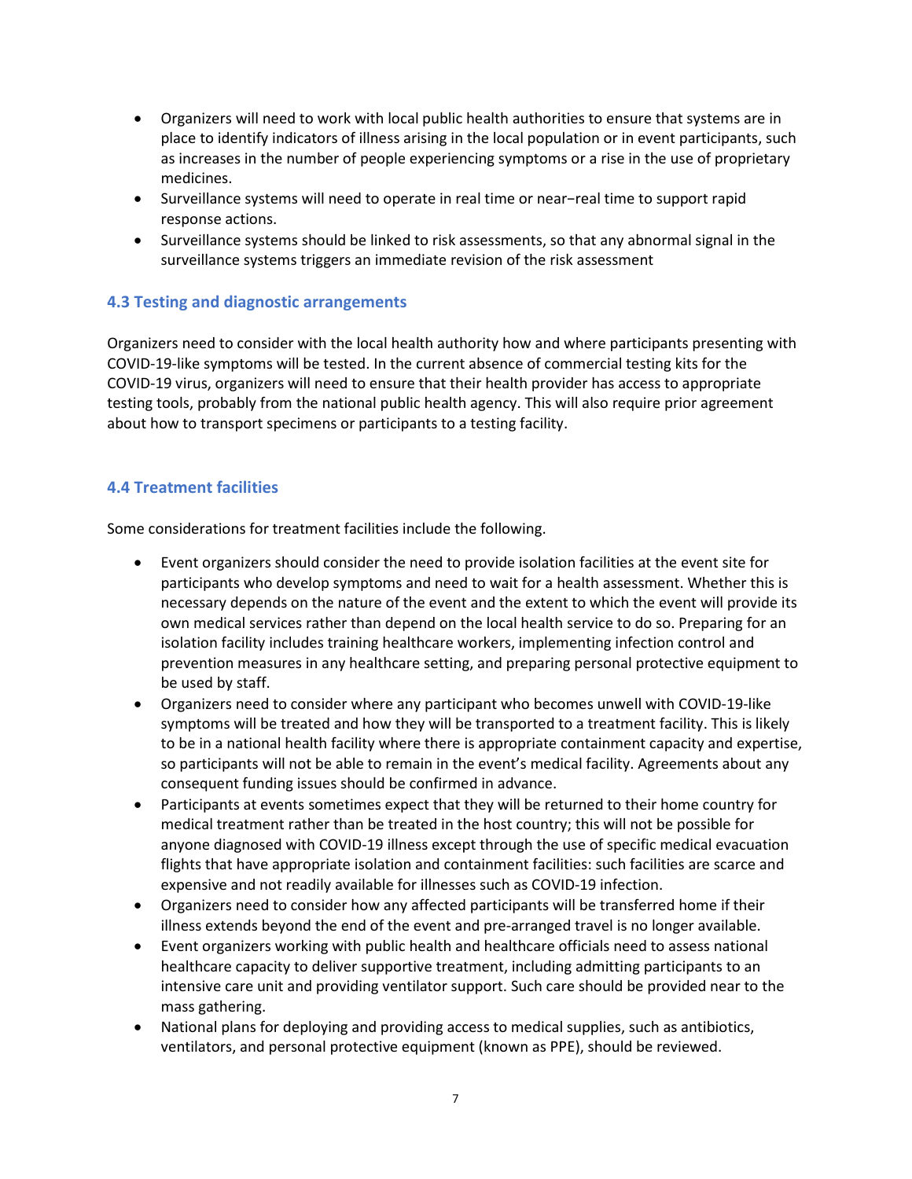- Organizers will need to work with local public health authorities to ensure that systems are in place to identify indicators of illness arising in the local population or in event participants, such as increases in the number of people experiencing symptoms or a rise in the use of proprietary medicines.
- Surveillance systems will need to operate in real time or near−real time to support rapid response actions.
- Surveillance systems should be linked to risk assessments, so that any abnormal signal in the surveillance systems triggers an immediate revision of the risk assessment

### 4.3 Testing and diagnostic arrangements

Organizers need to consider with the local health authority how and where participants presenting with COVID-19-like symptoms will be tested. In the current absence of commercial testing kits for the COVID-19 virus, organizers will need to ensure that their health provider has access to appropriate testing tools, probably from the national public health agency. This will also require prior agreement about how to transport specimens or participants to a testing facility.

### 4.4 Treatment facilities

Some considerations for treatment facilities include the following.

- Event organizers should consider the need to provide isolation facilities at the event site for participants who develop symptoms and need to wait for a health assessment. Whether this is necessary depends on the nature of the event and the extent to which the event will provide its own medical services rather than depend on the local health service to do so. Preparing for an isolation facility includes training healthcare workers, implementing infection control and prevention measures in any healthcare setting, and preparing personal protective equipment to be used by staff.
- Organizers need to consider where any participant who becomes unwell with COVID-19-like symptoms will be treated and how they will be transported to a treatment facility. This is likely to be in a national health facility where there is appropriate containment capacity and expertise, so participants will not be able to remain in the event's medical facility. Agreements about any consequent funding issues should be confirmed in advance.
- Participants at events sometimes expect that they will be returned to their home country for medical treatment rather than be treated in the host country; this will not be possible for anyone diagnosed with COVID-19 illness except through the use of specific medical evacuation flights that have appropriate isolation and containment facilities: such facilities are scarce and expensive and not readily available for illnesses such as COVID-19 infection.
- Organizers need to consider how any affected participants will be transferred home if their illness extends beyond the end of the event and pre-arranged travel is no longer available.
- Event organizers working with public health and healthcare officials need to assess national healthcare capacity to deliver supportive treatment, including admitting participants to an intensive care unit and providing ventilator support. Such care should be provided near to the mass gathering.
- National plans for deploying and providing access to medical supplies, such as antibiotics, ventilators, and personal protective equipment (known as PPE), should be reviewed.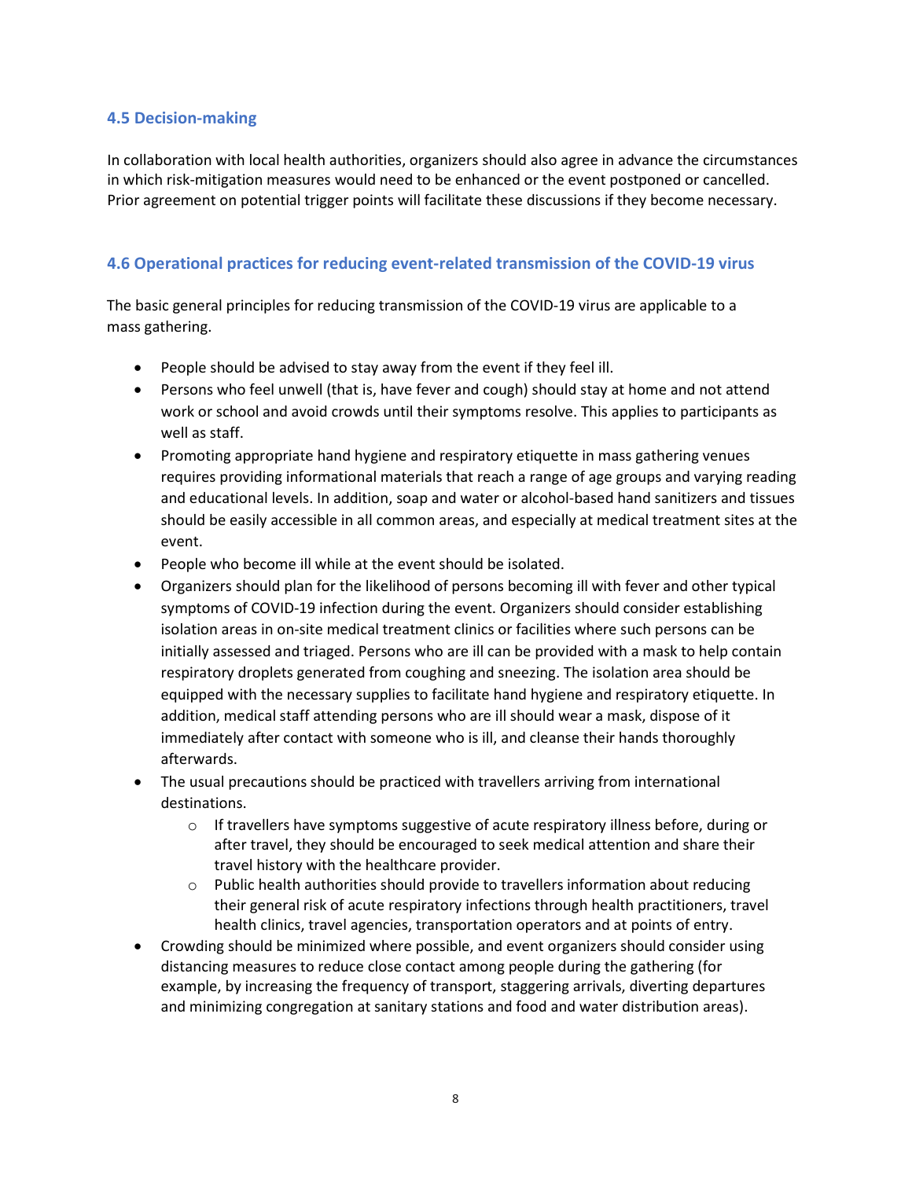### 4.5 Decision-making

In collaboration with local health authorities, organizers should also agree in advance the circumstances in which risk-mitigation measures would need to be enhanced or the event postponed or cancelled. Prior agreement on potential trigger points will facilitate these discussions if they become necessary.

### 4.6 Operational practices for reducing event-related transmission of the COVID-19 virus

The basic general principles for reducing transmission of the COVID-19 virus are applicable to a mass gathering.

- People should be advised to stay away from the event if they feel ill.
- Persons who feel unwell (that is, have fever and cough) should stay at home and not attend work or school and avoid crowds until their symptoms resolve. This applies to participants as well as staff.
- Promoting appropriate hand hygiene and respiratory etiquette in mass gathering venues requires providing informational materials that reach a range of age groups and varying reading and educational levels. In addition, soap and water or alcohol-based hand sanitizers and tissues should be easily accessible in all common areas, and especially at medical treatment sites at the event.
- People who become ill while at the event should be isolated.
- Organizers should plan for the likelihood of persons becoming ill with fever and other typical symptoms of COVID-19 infection during the event. Organizers should consider establishing isolation areas in on-site medical treatment clinics or facilities where such persons can be initially assessed and triaged. Persons who are ill can be provided with a mask to help contain respiratory droplets generated from coughing and sneezing. The isolation area should be equipped with the necessary supplies to facilitate hand hygiene and respiratory etiquette. In addition, medical staff attending persons who are ill should wear a mask, dispose of it immediately after contact with someone who is ill, and cleanse their hands thoroughly afterwards.
- The usual precautions should be practiced with travellers arriving from international destinations.
  - If travellers have symptoms suggestive of acute respiratory illness before, during or after travel, they should be encouraged to seek medical attention and share their travel history with the healthcare provider.
  - Public health authorities should provide to travellers information about reducing their general risk of acute respiratory infections through health practitioners, travel health clinics, travel agencies, transportation operators and at points of entry.
- Crowding should be minimized where possible, and event organizers should consider using distancing measures to reduce close contact among people during the gathering (for example, by increasing the frequency of transport, staggering arrivals, diverting departures and minimizing congregation at sanitary stations and food and water distribution areas).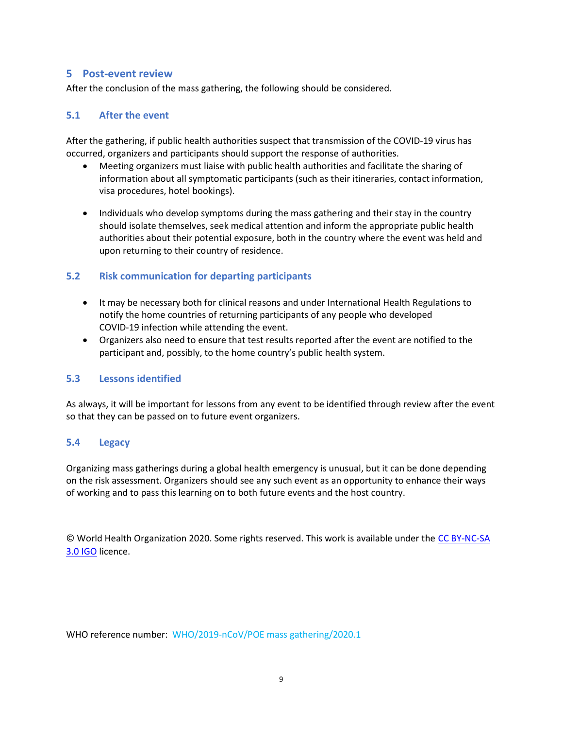## 5 Post-event review

After the conclusion of the mass gathering, the following should be considered.

### 5.1 After the event

After the gathering, if public health authorities suspect that transmission of the COVID-19 virus has occurred, organizers and participants should support the response of authorities.

- Meeting organizers must liaise with public health authorities and facilitate the sharing of information about all symptomatic participants (such as their itineraries, contact information, visa procedures, hotel bookings).
- Individuals who develop symptoms during the mass gathering and their stay in the country should isolate themselves, seek medical attention and inform the appropriate public health authorities about their potential exposure, both in the country where the event was held and upon returning to their country of residence.

### 5.2 Risk communication for departing participants

- It may be necessary both for clinical reasons and under International Health Regulations to notify the home countries of returning participants of any people who developed COVID-19 infection while attending the event.
- Organizers also need to ensure that test results reported after the event are notified to the participant and, possibly, to the home country's public health system.

### 5.3 Lessons identified

As always, it will be important for lessons from any event to be identified through review after the event so that they can be passed on to future event organizers.

### 5.4 Legacy

Organizing mass gatherings during a global health emergency is unusual, but it can be done depending on the risk assessment. Organizers should see any such event as an opportunity to enhance their ways of working and to pass this learning on to both future events and the host country.

© World Health Organization 2020. Some rights reserved. This work is available under the CC BY-NC-SA 3.0 IGO licence.

WHO reference number: WHO/2019-nCoV/POE mass gathering/2020.1